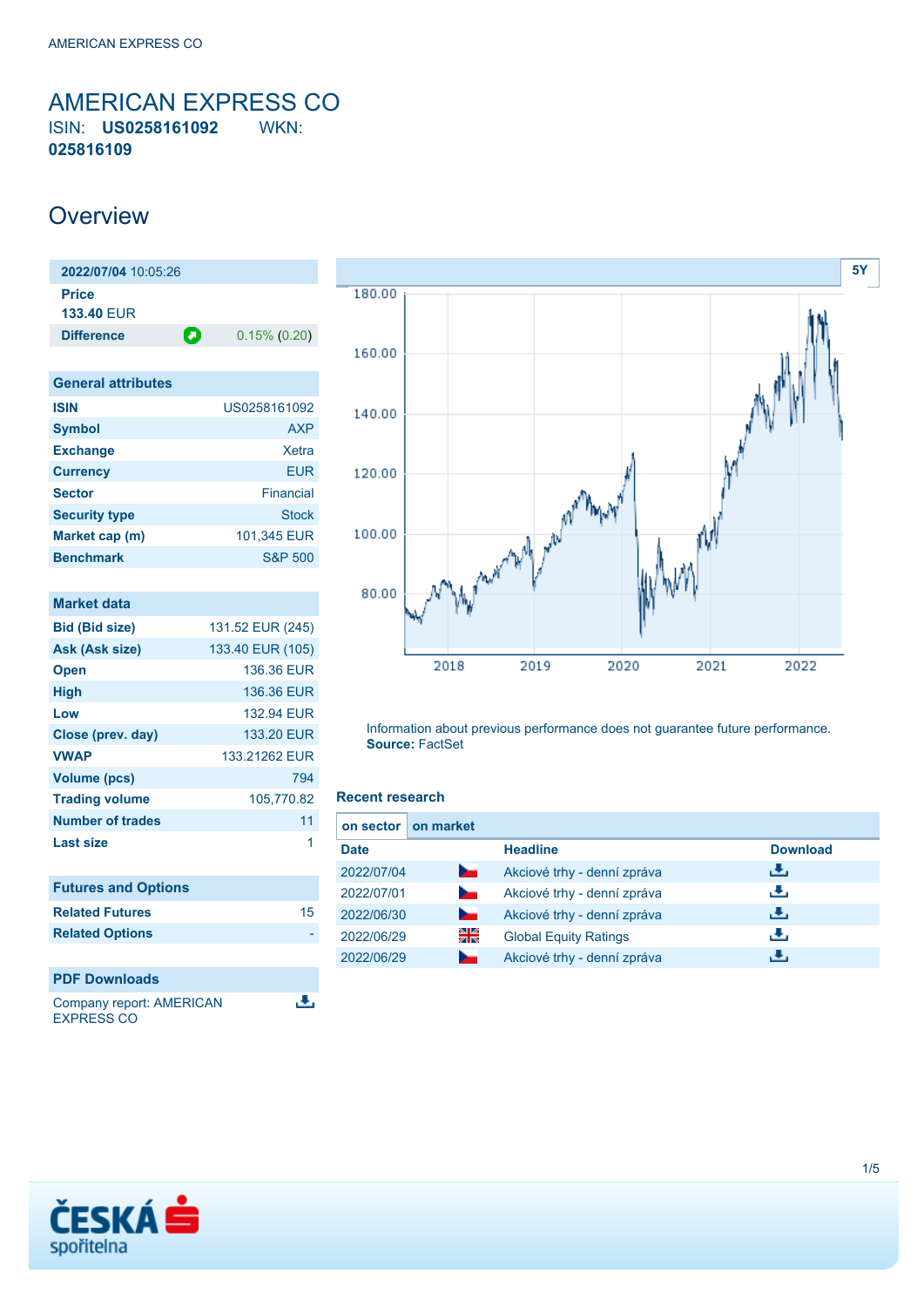# AMERICAN EXPRESS CO

ISIN: **US0258161092** WKN: **025816109**

## Overview

| 2022/07/04 10:05:26 | |
|---|---|
| **Price** 133.40 EUR | |
| **Difference** | 0.15% (0.20) |

| General attributes | |
|---|---|
| **ISIN** | US0258161092 |
| **Symbol** | AXP |
| **Exchange** | Xetra |
| **Currency** | EUR |
| **Sector** | Financial |
| **Security type** | Stock |
| **Market cap (m)** | 101,345 EUR |
| **Benchmark** | S&P 500 |

| Market data | |
|---|---|
| **Bid (Bid size)** | 131.52 EUR (245) |
| **Ask (Ask size)** | 133.40 EUR (105) |
| **Open** | 136.36 EUR |
| **High** | 136.36 EUR |
| **Low** | 132.94 EUR |
| **Close (prev. day)** | 133.20 EUR |
| **VWAP** | 133.21262 EUR |
| **Volume (pcs)** | 794 |
| **Trading volume** | 105,770.82 |
| **Number of trades** | 11 |
| **Last size** | 1 |

| Futures and Options | |
|---|---|
| **Related Futures** | 15 |
| **Related Options** | - |

| PDF Downloads |
|---|
| Company report: AMERICAN EXPRESS CO |

Information about previous performance does not guarantee future performance.
**Source:** FactSet

### Recent research

on sector | on market

| Date | | Headline | Download |
|---|---|---|---|
| 2022/07/04 | | Akciové trhy - denní zpráva | |
| 2022/07/01 | | Akciové trhy - denní zpráva | |
| 2022/06/30 | | Akciové trhy - denní zpráva | |
| 2022/06/29 | | Global Equity Ratings | |
| 2022/06/29 | | Akciové trhy - denní zpráva | |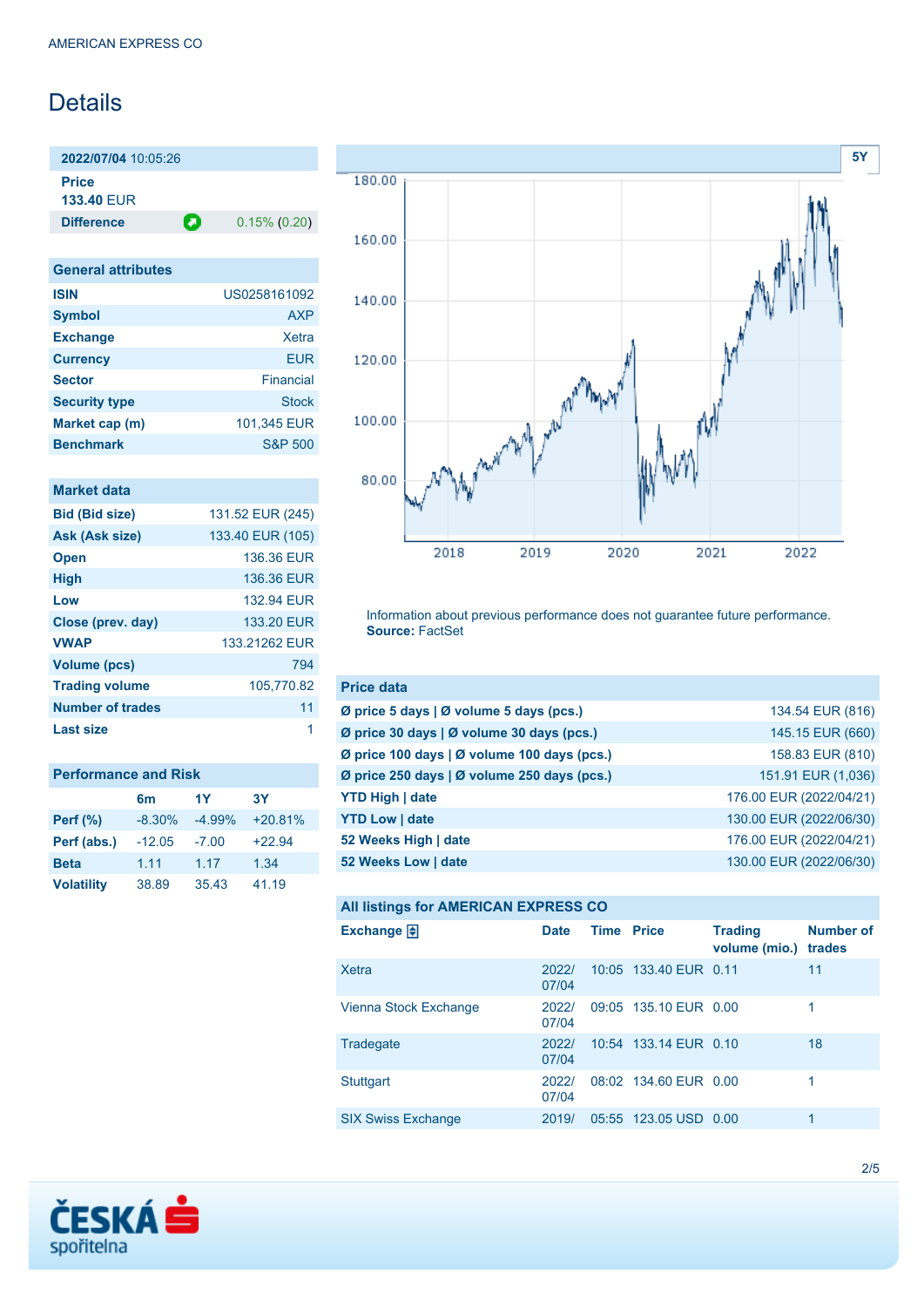# Details

| 2022/07/04 10:05:26 | |
|---|---|
| **Price** | |
| **133.40** EUR | |
| **Difference** | 0.15% (0.20) |

## General attributes

| | |
|---|---|
| **ISIN** | US0258161092 |
| **Symbol** | AXP |
| **Exchange** | Xetra |
| **Currency** | EUR |
| **Sector** | Financial |
| **Security type** | Stock |
| **Market cap (m)** | 101,345 EUR |
| **Benchmark** | S&P 500 |

## Market data

| | |
|---|---|
| **Bid (Bid size)** | 131.52 EUR (245) |
| **Ask (Ask size)** | 133.40 EUR (105) |
| **Open** | 136.36 EUR |
| **High** | 136.36 EUR |
| **Low** | 132.94 EUR |
| **Close (prev. day)** | 133.20 EUR |
| **VWAP** | 133.21262 EUR |
| **Volume (pcs)** | 794 |
| **Trading volume** | 105,770.82 |
| **Number of trades** | 11 |
| **Last size** | 1 |

## Performance and Risk

| | 6m | 1Y | 3Y |
|---|---|---|---|
| **Perf (%)** | -8.30% | -4.99% | +20.81% |
| **Perf (abs.)** | -12.05 | -7.00 | +22.94 |
| **Beta** | 1.11 | 1.17 | 1.34 |
| **Volatility** | 38.89 | 35.43 | 41.19 |

Information about previous performance does not guarantee future performance.
**Source:** FactSet

## Price data

| | |
|---|---|
| **Ø price 5 days \| Ø volume 5 days (pcs.)** | 134.54 EUR (816) |
| **Ø price 30 days \| Ø volume 30 days (pcs.)** | 145.15 EUR (660) |
| **Ø price 100 days \| Ø volume 100 days (pcs.)** | 158.83 EUR (810) |
| **Ø price 250 days \| Ø volume 250 days (pcs.)** | 151.91 EUR (1,036) |
| **YTD High \| date** | 176.00 EUR (2022/04/21) |
| **YTD Low \| date** | 130.00 EUR (2022/06/30) |
| **52 Weeks High \| date** | 176.00 EUR (2022/04/21) |
| **52 Weeks Low \| date** | 130.00 EUR (2022/06/30) |

## All listings for AMERICAN EXPRESS CO

| Exchange | Date | Time | Price | Trading volume (mio.) | Number of trades |
|---|---|---|---|---|---|
| Xetra | 2022/07/04 | 10:05 | 133.40 EUR | 0.11 | 11 |
| Vienna Stock Exchange | 2022/07/04 | 09:05 | 135.10 EUR | 0.00 | 1 |
| Tradegate | 2022/07/04 | 10:54 | 133.14 EUR | 0.10 | 18 |
| Stuttgart | 2022/07/04 | 08:02 | 134.60 EUR | 0.00 | 1 |
| SIX Swiss Exchange | 2019/ | 05:55 | 123.05 USD | 0.00 | 1 |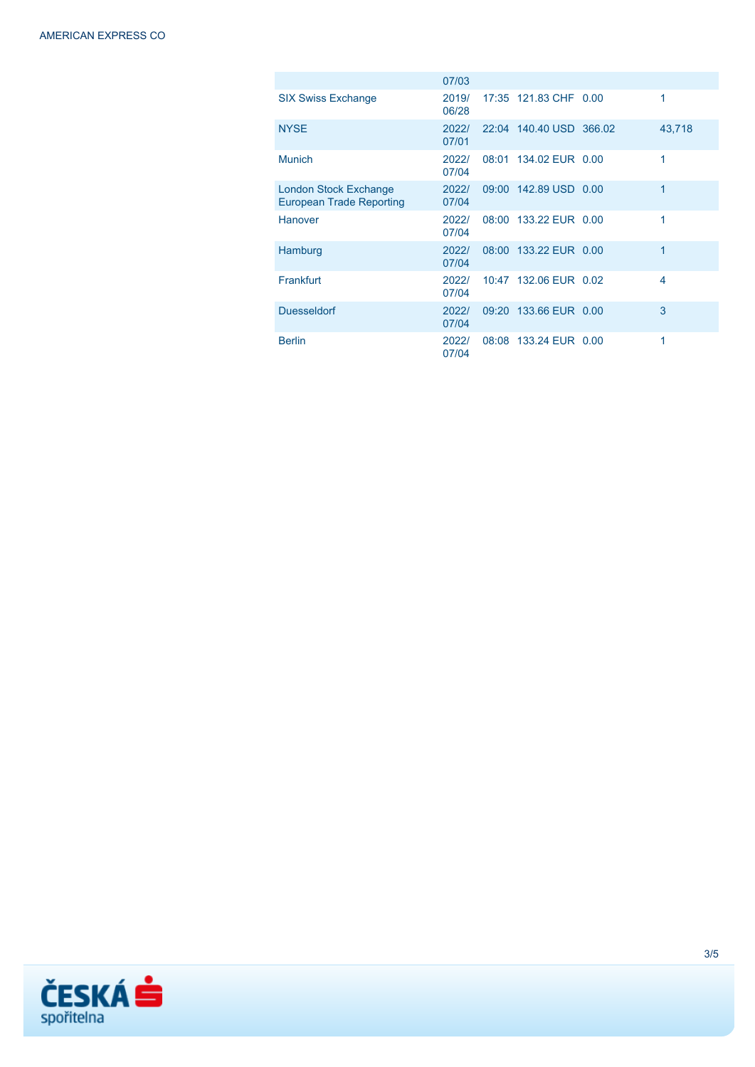| | | | | | |
|---|---|---|---|---|---|
| | 07/03 | | | | |
| SIX Swiss Exchange | 2019/ 06/28 | 17:35 | 121.83 CHF | 0.00 | 1 |
| NYSE | 2022/ 07/01 | 22:04 | 140.40 USD | 366.02 | 43,718 |
| Munich | 2022/ 07/04 | 08:01 | 134.02 EUR | 0.00 | 1 |
| London Stock Exchange European Trade Reporting | 2022/ 07/04 | 09:00 | 142.89 USD | 0.00 | 1 |
| Hanover | 2022/ 07/04 | 08:00 | 133.22 EUR | 0.00 | 1 |
| Hamburg | 2022/ 07/04 | 08:00 | 133.22 EUR | 0.00 | 1 |
| Frankfurt | 2022/ 07/04 | 10:47 | 132.06 EUR | 0.02 | 4 |
| Duesseldorf | 2022/ 07/04 | 09:20 | 133.66 EUR | 0.00 | 3 |
| Berlin | 2022/ 07/04 | 08:08 | 133.24 EUR | 0.00 | 1 |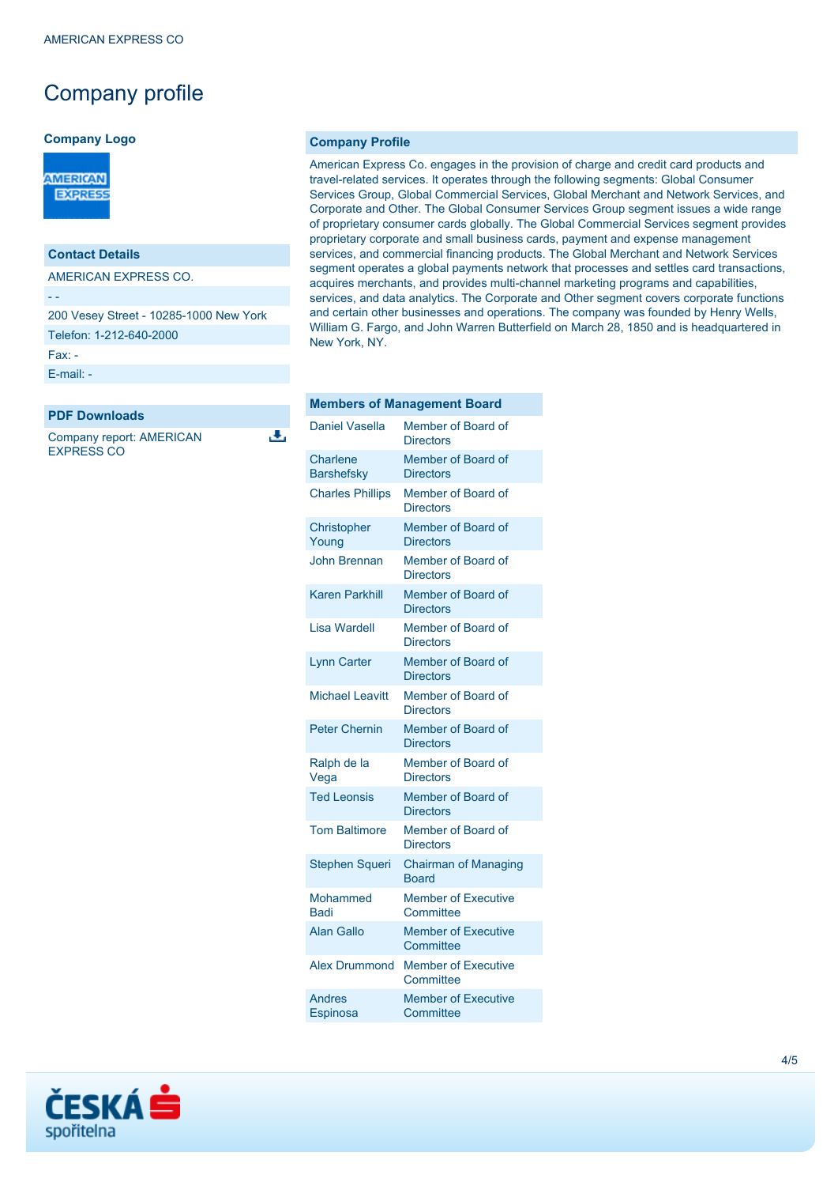# Company profile

### Company Logo

### Contact Details

AMERICAN EXPRESS CO.

- -

200 Vesey Street - 10285-1000 New York

Telefon: 1-212-640-2000

Fax: -

E-mail: -

### PDF Downloads

Company report: AMERICAN EXPRESS CO

### Company Profile

American Express Co. engages in the provision of charge and credit card products and travel-related services. It operates through the following segments: Global Consumer Services Group, Global Commercial Services, Global Merchant and Network Services, and Corporate and Other. The Global Consumer Services Group segment issues a wide range of proprietary consumer cards globally. The Global Commercial Services segment provides proprietary corporate and small business cards, payment and expense management services, and commercial financing products. The Global Merchant and Network Services segment operates a global payments network that processes and settles card transactions, acquires merchants, and provides multi-channel marketing programs and capabilities, services, and data analytics. The Corporate and Other segment covers corporate functions and certain other businesses and operations. The company was founded by Henry Wells, William G. Fargo, and John Warren Butterfield on March 28, 1850 and is headquartered in New York, NY.

### Members of Management Board

| Name | Position |
|---|---|
| Daniel Vasella | Member of Board of Directors |
| Charlene Barshefsky | Member of Board of Directors |
| Charles Phillips | Member of Board of Directors |
| Christopher Young | Member of Board of Directors |
| John Brennan | Member of Board of Directors |
| Karen Parkhill | Member of Board of Directors |
| Lisa Wardell | Member of Board of Directors |
| Lynn Carter | Member of Board of Directors |
| Michael Leavitt | Member of Board of Directors |
| Peter Chernin | Member of Board of Directors |
| Ralph de la Vega | Member of Board of Directors |
| Ted Leonsis | Member of Board of Directors |
| Tom Baltimore | Member of Board of Directors |
| Stephen Squeri | Chairman of Managing Board |
| Mohammed Badi | Member of Executive Committee |
| Alan Gallo | Member of Executive Committee |
| Alex Drummond | Member of Executive Committee |
| Andres Espinosa | Member of Executive Committee |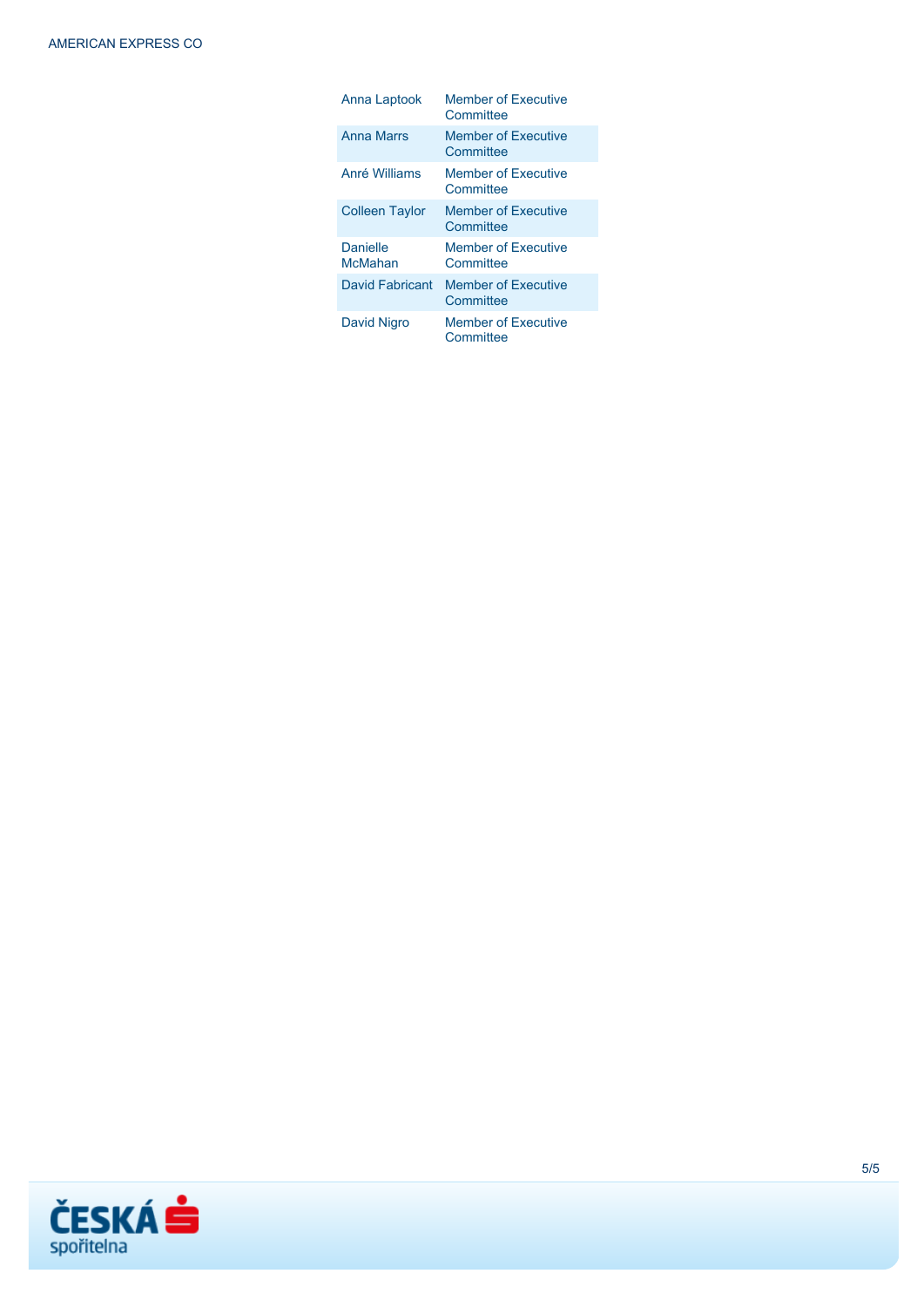| | |
|---|---|
| Anna Laptook | Member of Executive Committee |
| Anna Marrs | Member of Executive Committee |
| André Williams | Member of Executive Committee |
| Colleen Taylor | Member of Executive Committee |
| Danielle McMahan | Member of Executive Committee |
| David Fabricant | Member of Executive Committee |
| David Nigro | Member of Executive Committee |